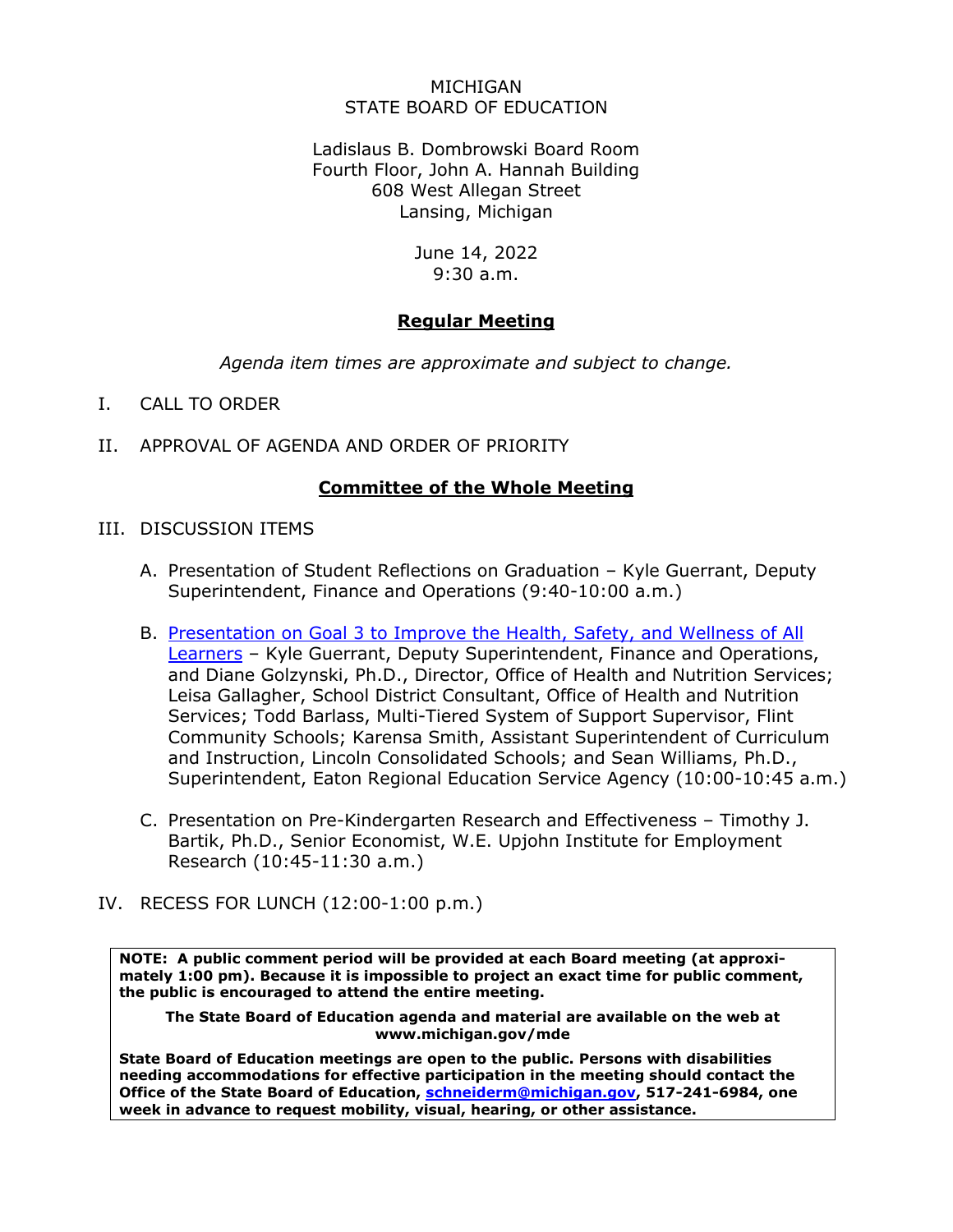MICHIGAN
STATE BOARD OF EDUCATION

Ladislaus B. Dombrowski Board Room
Fourth Floor, John A. Hannah Building
608 West Allegan Street
Lansing, Michigan

June 14, 2022
9:30 a.m.

## Regular Meeting

*Agenda item times are approximate and subject to change.*

I. CALL TO ORDER

II. APPROVAL OF AGENDA AND ORDER OF PRIORITY

## Committee of the Whole Meeting

III. DISCUSSION ITEMS

   A. Presentation of Student Reflections on Graduation – Kyle Guerrant, Deputy Superintendent, Finance and Operations (9:40-10:00 a.m.)

   B. Presentation on Goal 3 to Improve the Health, Safety, and Wellness of All Learners – Kyle Guerrant, Deputy Superintendent, Finance and Operations, and Diane Golzynski, Ph.D., Director, Office of Health and Nutrition Services; Leisa Gallagher, School District Consultant, Office of Health and Nutrition Services; Todd Barlass, Multi-Tiered System of Support Supervisor, Flint Community Schools; Karensa Smith, Assistant Superintendent of Curriculum and Instruction, Lincoln Consolidated Schools; and Sean Williams, Ph.D., Superintendent, Eaton Regional Education Service Agency (10:00-10:45 a.m.)

   C. Presentation on Pre-Kindergarten Research and Effectiveness – Timothy J. Bartik, Ph.D., Senior Economist, W.E. Upjohn Institute for Employment Research (10:45-11:30 a.m.)

IV. RECESS FOR LUNCH (12:00-1:00 p.m.)

**NOTE: A public comment period will be provided at each Board meeting (at approximately 1:00 pm). Because it is impossible to project an exact time for public comment, the public is encouraged to attend the entire meeting.**

**The State Board of Education agenda and material are available on the web at www.michigan.gov/mde**

**State Board of Education meetings are open to the public. Persons with disabilities needing accommodations for effective participation in the meeting should contact the Office of the State Board of Education, schneiderm@michigan.gov, 517-241-6984, one week in advance to request mobility, visual, hearing, or other assistance.**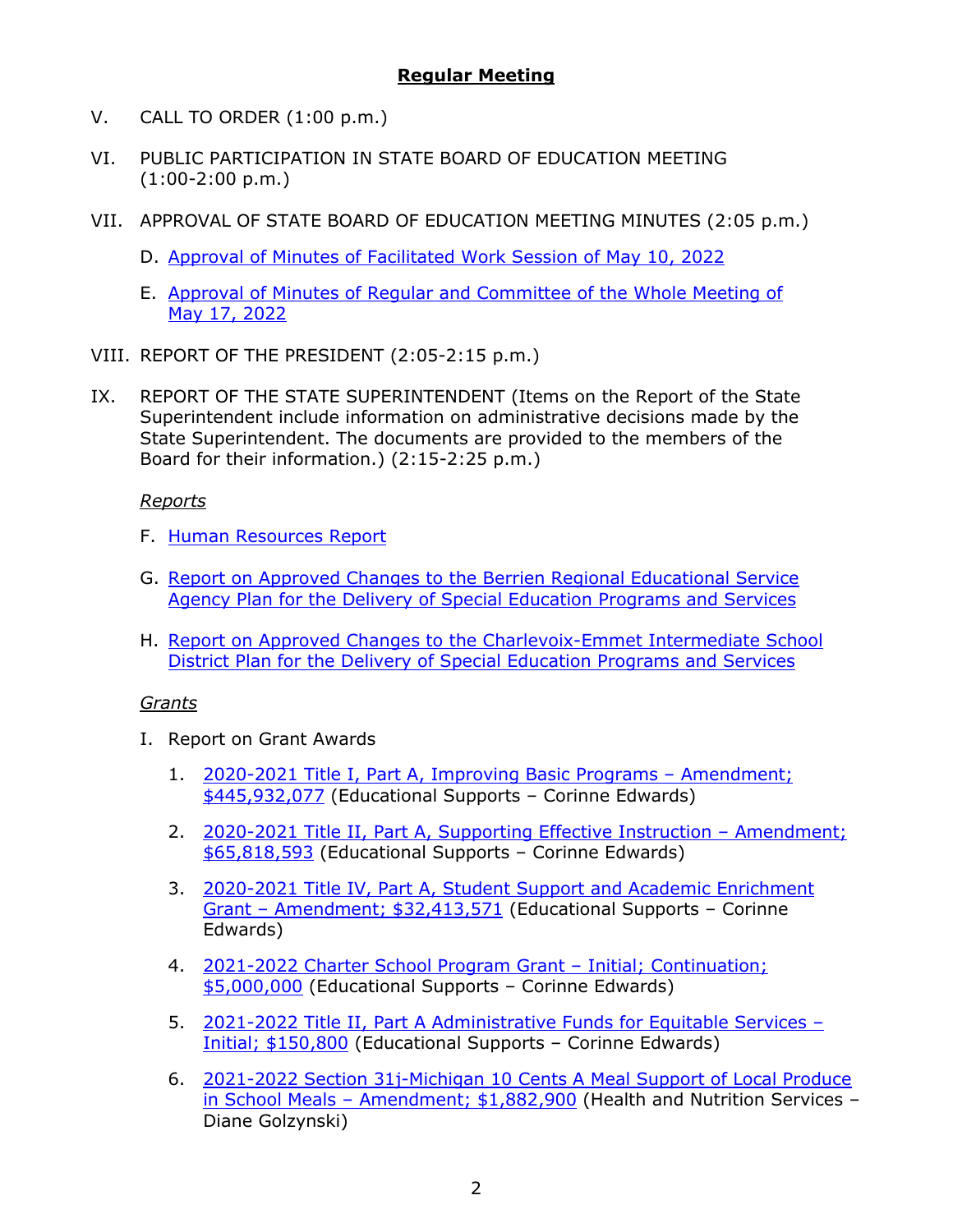## **Regular Meeting**

V. CALL TO ORDER (1:00 p.m.)

VI. PUBLIC PARTICIPATION IN STATE BOARD OF EDUCATION MEETING (1:00-2:00 p.m.)

VII. APPROVAL OF STATE BOARD OF EDUCATION MEETING MINUTES (2:05 p.m.)

   D. Approval of Minutes of Facilitated Work Session of May 10, 2022

   E. Approval of Minutes of Regular and Committee of the Whole Meeting of May 17, 2022

VIII. REPORT OF THE PRESIDENT (2:05-2:15 p.m.)

IX. REPORT OF THE STATE SUPERINTENDENT (Items on the Report of the State Superintendent include information on administrative decisions made by the State Superintendent. The documents are provided to the members of the Board for their information.) (2:15-2:25 p.m.)

   *Reports*

   F. Human Resources Report

   G. Report on Approved Changes to the Berrien Regional Educational Service Agency Plan for the Delivery of Special Education Programs and Services

   H. Report on Approved Changes to the Charlevoix-Emmet Intermediate School District Plan for the Delivery of Special Education Programs and Services

   *Grants*

   I. Report on Grant Awards

      1. 2020-2021 Title I, Part A, Improving Basic Programs – Amendment; $445,932,077 (Educational Supports – Corinne Edwards)

      2. 2020-2021 Title II, Part A, Supporting Effective Instruction – Amendment; $65,818,593 (Educational Supports – Corinne Edwards)

      3. 2020-2021 Title IV, Part A, Student Support and Academic Enrichment Grant – Amendment; $32,413,571 (Educational Supports – Corinne Edwards)

      4. 2021-2022 Charter School Program Grant – Initial; Continuation; $5,000,000 (Educational Supports – Corinne Edwards)

      5. 2021-2022 Title II, Part A Administrative Funds for Equitable Services – Initial; $150,800 (Educational Supports – Corinne Edwards)

      6. 2021-2022 Section 31j-Michigan 10 Cents A Meal Support of Local Produce in School Meals – Amendment; $1,882,900 (Health and Nutrition Services – Diane Golzynski)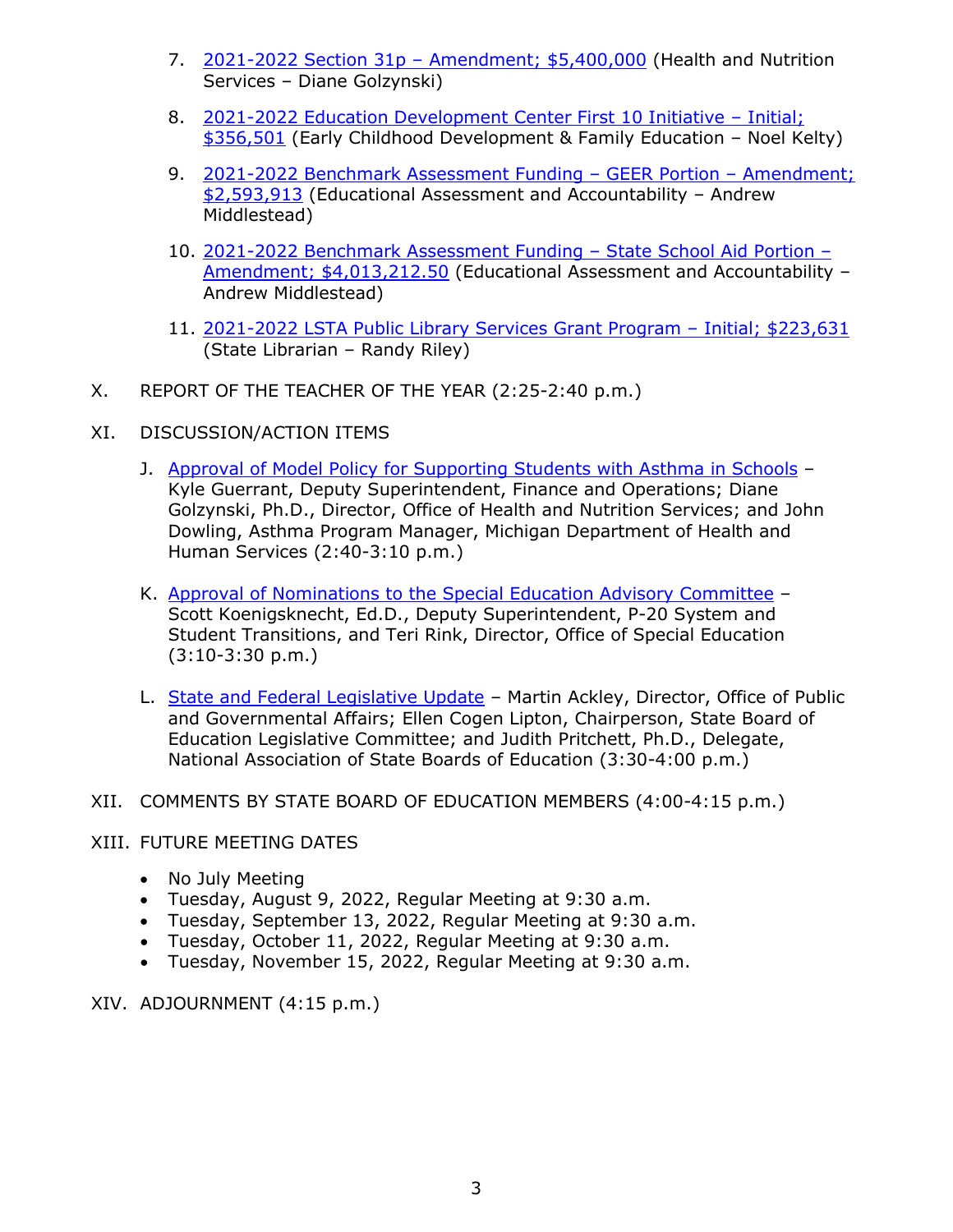7. 2021-2022 Section 31p – Amendment; $5,400,000 (Health and Nutrition Services – Diane Golzynski)

8. 2021-2022 Education Development Center First 10 Initiative – Initial; $356,501 (Early Childhood Development & Family Education – Noel Kelty)

9. 2021-2022 Benchmark Assessment Funding – GEER Portion – Amendment; $2,593,913 (Educational Assessment and Accountability – Andrew Middlestead)

10. 2021-2022 Benchmark Assessment Funding – State School Aid Portion – Amendment; $4,013,212.50 (Educational Assessment and Accountability – Andrew Middlestead)

11. 2021-2022 LSTA Public Library Services Grant Program – Initial; $223,631 (State Librarian – Randy Riley)

X. REPORT OF THE TEACHER OF THE YEAR (2:25-2:40 p.m.)

XI. DISCUSSION/ACTION ITEMS

J. Approval of Model Policy for Supporting Students with Asthma in Schools – Kyle Guerrant, Deputy Superintendent, Finance and Operations; Diane Golzynski, Ph.D., Director, Office of Health and Nutrition Services; and John Dowling, Asthma Program Manager, Michigan Department of Health and Human Services (2:40-3:10 p.m.)

K. Approval of Nominations to the Special Education Advisory Committee – Scott Koenigsknecht, Ed.D., Deputy Superintendent, P-20 System and Student Transitions, and Teri Rink, Director, Office of Special Education (3:10-3:30 p.m.)

L. State and Federal Legislative Update – Martin Ackley, Director, Office of Public and Governmental Affairs; Ellen Cogen Lipton, Chairperson, State Board of Education Legislative Committee; and Judith Pritchett, Ph.D., Delegate, National Association of State Boards of Education (3:30-4:00 p.m.)

XII. COMMENTS BY STATE BOARD OF EDUCATION MEMBERS (4:00-4:15 p.m.)

XIII. FUTURE MEETING DATES

- No July Meeting
- Tuesday, August 9, 2022, Regular Meeting at 9:30 a.m.
- Tuesday, September 13, 2022, Regular Meeting at 9:30 a.m.
- Tuesday, October 11, 2022, Regular Meeting at 9:30 a.m.
- Tuesday, November 15, 2022, Regular Meeting at 9:30 a.m.

XIV. ADJOURNMENT (4:15 p.m.)